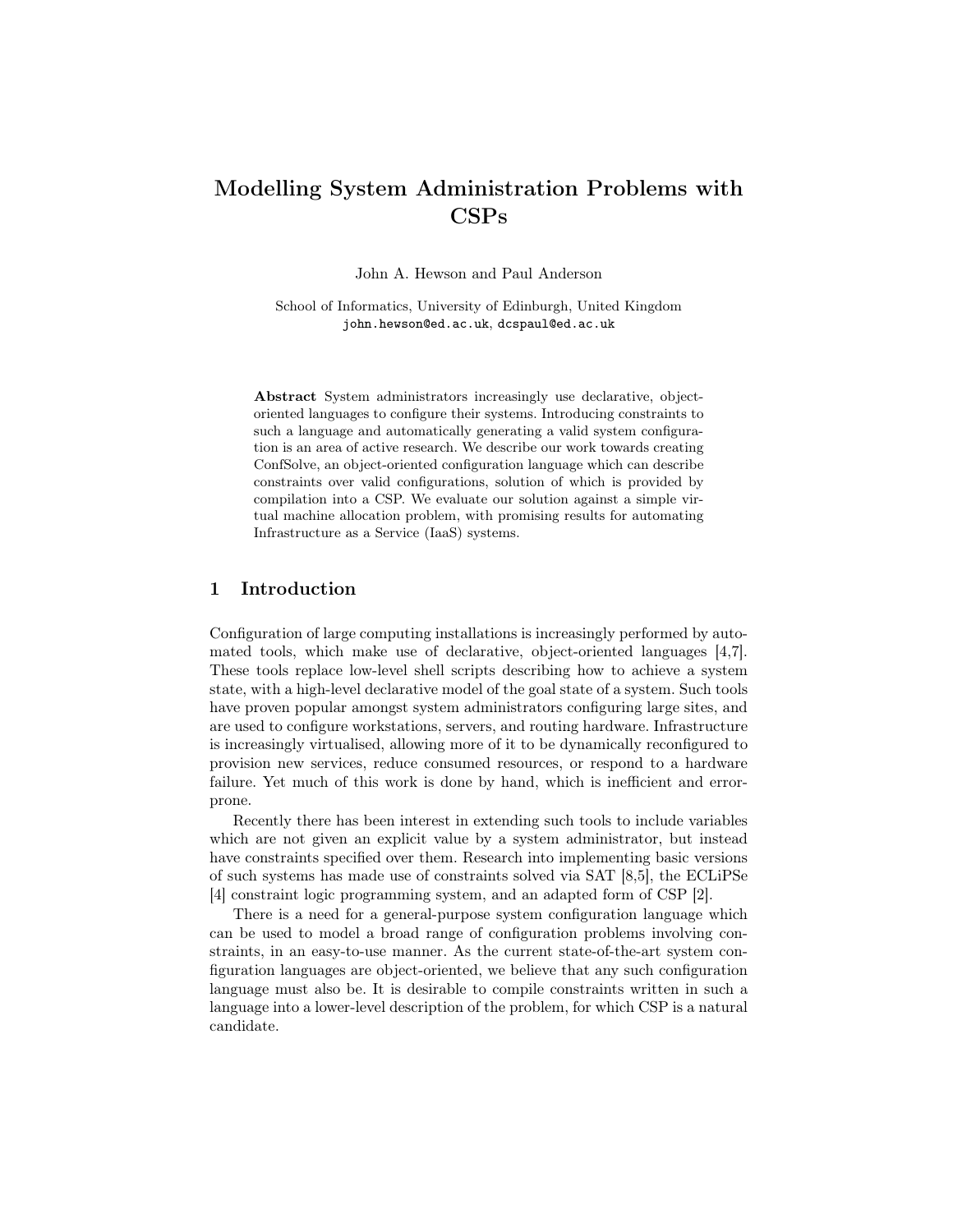# Modelling System Administration Problems with CSPs

John A. Hewson and Paul Anderson

School of Informatics, University of Edinburgh, United Kingdom
john.hewson@ed.ac.uk, dcspaul@ed.ac.uk

**Abstract** System administrators increasingly use declarative, object-oriented languages to configure their systems. Introducing constraints to such a language and automatically generating a valid system configuration is an area of active research. We describe our work towards creating ConfSolve, an object-oriented configuration language which can describe constraints over valid configurations, solution of which is provided by compilation into a CSP. We evaluate our solution against a simple virtual machine allocation problem, with promising results for automating Infrastructure as a Service (IaaS) systems.

## 1 Introduction

Configuration of large computing installations is increasingly performed by automated tools, which make use of declarative, object-oriented languages [4,7]. These tools replace low-level shell scripts describing how to achieve a system state, with a high-level declarative model of the goal state of a system. Such tools have proven popular amongst system administrators configuring large sites, and are used to configure workstations, servers, and routing hardware. Infrastructure is increasingly virtualised, allowing more of it to be dynamically reconfigured to provision new services, reduce consumed resources, or respond to a hardware failure. Yet much of this work is done by hand, which is inefficient and error-prone.

Recently there has been interest in extending such tools to include variables which are not given an explicit value by a system administrator, but instead have constraints specified over them. Research into implementing basic versions of such systems has made use of constraints solved via SAT [8,5], the ECLiPSe [4] constraint logic programming system, and an adapted form of CSP [2].

There is a need for a general-purpose system configuration language which can be used to model a broad range of configuration problems involving constraints, in an easy-to-use manner. As the current state-of-the-art system configuration languages are object-oriented, we believe that any such configuration language must also be. It is desirable to compile constraints written in such a language into a lower-level description of the problem, for which CSP is a natural candidate.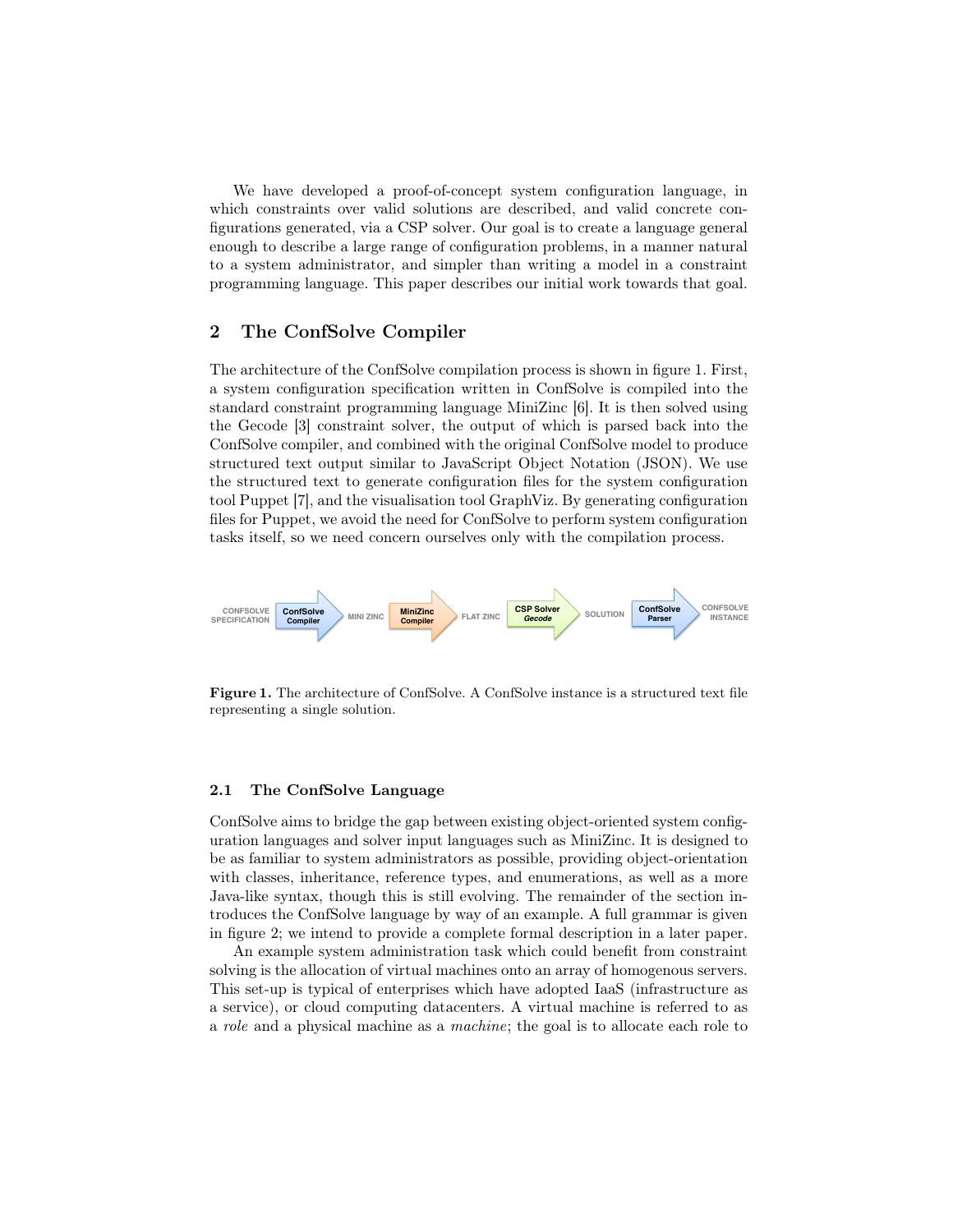We have developed a proof-of-concept system configuration language, in which constraints over valid solutions are described, and valid concrete configurations generated, via a CSP solver. Our goal is to create a language general enough to describe a large range of configuration problems, in a manner natural to a system administrator, and simpler than writing a model in a constraint programming language. This paper describes our initial work towards that goal.

## 2 The ConfSolve Compiler

The architecture of the ConfSolve compilation process is shown in figure 1. First, a system configuration specification written in ConfSolve is compiled into the standard constraint programming language MiniZinc [6]. It is then solved using the Gecode [3] constraint solver, the output of which is parsed back into the ConfSolve compiler, and combined with the original ConfSolve model to produce structured text output similar to JavaScript Object Notation (JSON). We use the structured text to generate configuration files for the system configuration tool Puppet [7], and the visualisation tool GraphViz. By generating configuration files for Puppet, we avoid the need for ConfSolve to perform system configuration tasks itself, so we need concern ourselves only with the compilation process.

CONFSOLVE SPECIFICATION → ConfSolve Compiler → MINI ZINC → MiniZinc Compiler → FLAT ZINC → CSP Solver *Gecode* → SOLUTION → ConfSolve Parser → CONFSOLVE INSTANCE

**Figure 1.** The architecture of ConfSolve. A ConfSolve instance is a structured text file representing a single solution.

### 2.1 The ConfSolve Language

ConfSolve aims to bridge the gap between existing object-oriented system configuration languages and solver input languages such as MiniZinc. It is designed to be as familiar to system administrators as possible, providing object-orientation with classes, inheritance, reference types, and enumerations, as well as a more Java-like syntax, though this is still evolving. The remainder of the section introduces the ConfSolve language by way of an example. A full grammar is given in figure 2; we intend to provide a complete formal description in a later paper.

An example system administration task which could benefit from constraint solving is the allocation of virtual machines onto an array of homogenous servers. This set-up is typical of enterprises which have adopted IaaS (infrastructure as a service), or cloud computing datacenters. A virtual machine is referred to as a *role* and a physical machine as a *machine*; the goal is to allocate each role to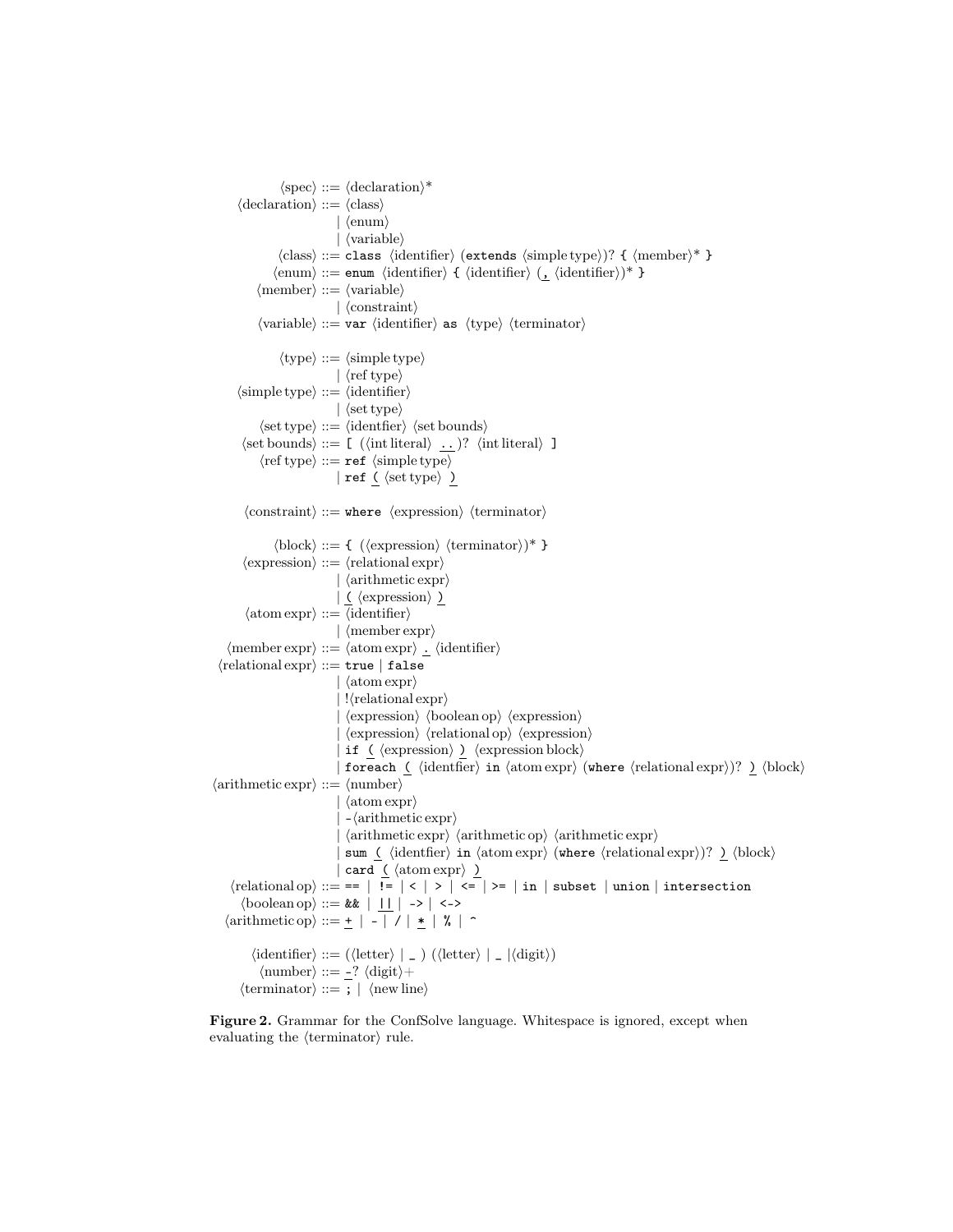```
⟨spec⟩ ::= ⟨declaration⟩*
⟨declaration⟩ ::= ⟨class⟩
               | ⟨enum⟩
               | ⟨variable⟩
⟨class⟩ ::= class ⟨identifier⟩ (extends ⟨simple type⟩)? { ⟨member⟩* }
⟨enum⟩ ::= enum ⟨identifier⟩ { ⟨identifier⟩ (, ⟨identifier⟩)* }
⟨member⟩ ::= ⟨variable⟩
           | ⟨constraint⟩
⟨variable⟩ ::= var ⟨identifier⟩ as ⟨type⟩ ⟨terminator⟩

⟨type⟩ ::= ⟨simple type⟩
         | ⟨ref type⟩
⟨simple type⟩ ::= ⟨identifier⟩
                | ⟨set type⟩
⟨set type⟩ ::= ⟨identfier⟩ ⟨set bounds⟩
⟨set bounds⟩ ::= [ (⟨int literal⟩ .. )? ⟨int literal⟩ ]
⟨ref type⟩ ::= ref ⟨simple type⟩
             | ref ( ⟨set type⟩ )

⟨constraint⟩ ::= where ⟨expression⟩ ⟨terminator⟩

⟨block⟩ ::= { (⟨expression⟩ ⟨terminator⟩)* }
⟨expression⟩ ::= ⟨relational expr⟩
               | ⟨arithmetic expr⟩
               | ( ⟨expression⟩ )
⟨atom expr⟩ ::= ⟨identifier⟩
              | ⟨member expr⟩
⟨member expr⟩ ::= ⟨atom expr⟩ . ⟨identifier⟩
⟨relational expr⟩ ::= true | false
                    | ⟨atom expr⟩
                    | !⟨relational expr⟩
                    | ⟨expression⟩ ⟨boolean op⟩ ⟨expression⟩
                    | ⟨expression⟩ ⟨relational op⟩ ⟨expression⟩
                    | if ( ⟨expression⟩ ) ⟨expression block⟩
                    | foreach ( ⟨identfier⟩ in ⟨atom expr⟩ (where ⟨relational expr⟩)? ) ⟨block⟩
⟨arithmetic expr⟩ ::= ⟨number⟩
                    | ⟨atom expr⟩
                    | -⟨arithmetic expr⟩
                    | ⟨arithmetic expr⟩ ⟨arithmetic op⟩ ⟨arithmetic expr⟩
                    | sum ( ⟨identfier⟩ in ⟨atom expr⟩ (where ⟨relational expr⟩)? ) ⟨block⟩
                    | card ( ⟨atom expr⟩ )
⟨relational op⟩ ::= == | != | < | > | <= | >= | in | subset | union | intersection
⟨boolean op⟩ ::= && | || | -> | <->
⟨arithmetic op⟩ ::= + | - | / | * | % | ^

⟨identifier⟩ ::= (⟨letter⟩ | _ ) (⟨letter⟩ | _ |⟨digit⟩)
⟨number⟩ ::= -? ⟨digit⟩+
⟨terminator⟩ ::= ; | ⟨new line⟩
```

**Figure 2.** Grammar for the ConfSolve language. Whitespace is ignored, except when evaluating the ⟨terminator⟩ rule.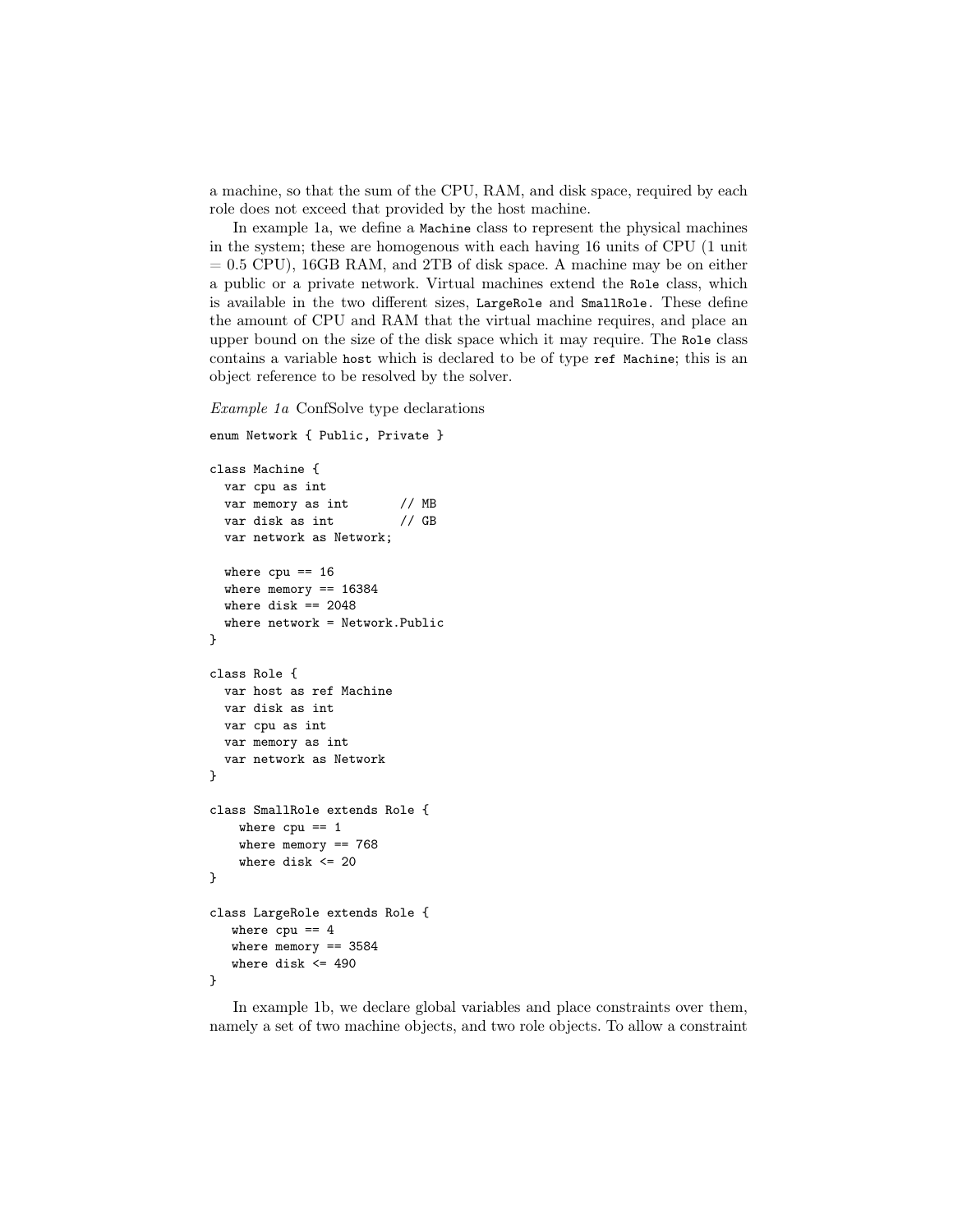a machine, so that the sum of the CPU, RAM, and disk space, required by each role does not exceed that provided by the host machine.

In example 1a, we define a `Machine` class to represent the physical machines in the system; these are homogenous with each having 16 units of CPU (1 unit = 0.5 CPU), 16GB RAM, and 2TB of disk space. A machine may be on either a public or a private network. Virtual machines extend the `Role` class, which is available in the two different sizes, `LargeRole` and `SmallRole`. These define the amount of CPU and RAM that the virtual machine requires, and place an upper bound on the size of the disk space which it may require. The `Role` class contains a variable `host` which is declared to be of type `ref Machine`; this is an object reference to be resolved by the solver.

*Example 1a* ConfSolve type declarations

```
enum Network { Public, Private }

class Machine {
  var cpu as int
  var memory as int       // MB
  var disk as int         // GB
  var network as Network;

  where cpu == 16
  where memory == 16384
  where disk == 2048
  where network = Network.Public
}

class Role {
  var host as ref Machine
  var disk as int
  var cpu as int
  var memory as int
  var network as Network
}

class SmallRole extends Role {
    where cpu == 1
    where memory == 768
    where disk <= 20
}

class LargeRole extends Role {
   where cpu == 4
   where memory == 3584
   where disk <= 490
}
```

In example 1b, we declare global variables and place constraints over them, namely a set of two machine objects, and two role objects. To allow a constraint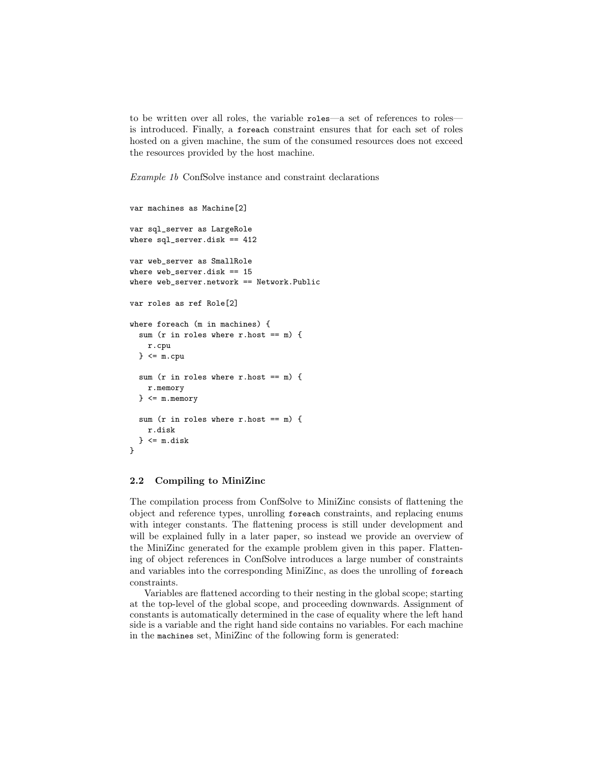to be written over all roles, the variable `roles`—a set of references to roles—is introduced. Finally, a `foreach` constraint ensures that for each set of roles hosted on a given machine, the sum of the consumed resources does not exceed the resources provided by the host machine.

*Example 1b* ConfSolve instance and constraint declarations

```
var machines as Machine[2]

var sql_server as LargeRole
where sql_server.disk == 412

var web_server as SmallRole
where web_server.disk == 15
where web_server.network == Network.Public

var roles as ref Role[2]

where foreach (m in machines) {
  sum (r in roles where r.host == m) {
    r.cpu
  } <= m.cpu

  sum (r in roles where r.host == m) {
    r.memory
  } <= m.memory

  sum (r in roles where r.host == m) {
    r.disk
  } <= m.disk
}
```

### 2.2 Compiling to MiniZinc

The compilation process from ConfSolve to MiniZinc consists of flattening the object and reference types, unrolling `foreach` constraints, and replacing enums with integer constants. The flattening process is still under development and will be explained fully in a later paper, so instead we provide an overview of the MiniZinc generated for the example problem given in this paper. Flattening of object references in ConfSolve introduces a large number of constraints and variables into the corresponding MiniZinc, as does the unrolling of `foreach` constraints.

Variables are flattened according to their nesting in the global scope; starting at the top-level of the global scope, and proceeding downwards. Assignment of constants is automatically determined in the case of equality where the left hand side is a variable and the right hand side contains no variables. For each machine in the `machines` set, MiniZinc of the following form is generated: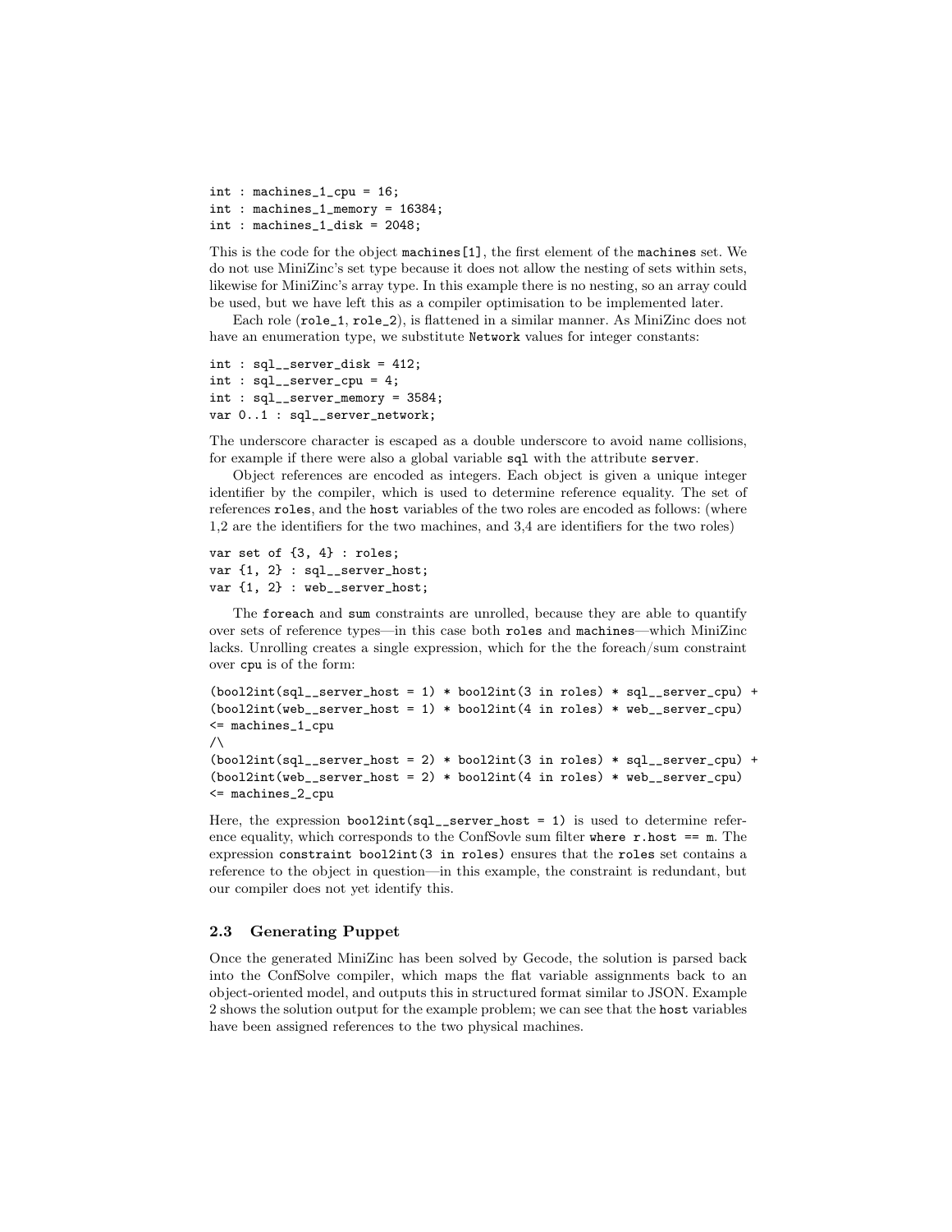```
int : machines_1_cpu = 16;
int : machines_1_memory = 16384;
int : machines_1_disk = 2048;
```

This is the code for the object `machines[1]`, the first element of the `machines` set. We do not use MiniZinc's set type because it does not allow the nesting of sets within sets, likewise for MiniZinc's array type. In this example there is no nesting, so an array could be used, but we have left this as a compiler optimisation to be implemented later.

Each role (`role_1`, `role_2`), is flattened in a similar manner. As MiniZinc does not have an enumeration type, we substitute `Network` values for integer constants:

```
int : sql__server_disk = 412;
int : sql__server_cpu = 4;
int : sql__server_memory = 3584;
var 0..1 : sql__server_network;
```

The underscore character is escaped as a double underscore to avoid name collisions, for example if there were also a global variable `sql` with the attribute `server`.

Object references are encoded as integers. Each object is given a unique integer identifier by the compiler, which is used to determine reference equality. The set of references `roles`, and the `host` variables of the two roles are encoded as follows: (where 1,2 are the identifiers for the two machines, and 3,4 are identifiers for the two roles)

```
var set of {3, 4} : roles;
var {1, 2} : sql__server_host;
var {1, 2} : web__server_host;
```

The `foreach` and `sum` constraints are unrolled, because they are able to quantify over sets of reference types—in this case both `roles` and `machines`—which MiniZinc lacks. Unrolling creates a single expression, which for the the foreach/sum constraint over `cpu` is of the form:

```
(bool2int(sql__server_host = 1) * bool2int(3 in roles) * sql__server_cpu) +
(bool2int(web__server_host = 1) * bool2int(4 in roles) * web__server_cpu)
<= machines_1_cpu
/\
(bool2int(sql__server_host = 2) * bool2int(3 in roles) * sql__server_cpu) +
(bool2int(web__server_host = 2) * bool2int(4 in roles) * web__server_cpu)
<= machines_2_cpu
```

Here, the expression `bool2int(sql__server_host = 1)` is used to determine reference equality, which corresponds to the ConfSovle sum filter `where r.host == m`. The expression `constraint bool2int(3 in roles)` ensures that the `roles` set contains a reference to the object in question—in this example, the constraint is redundant, but our compiler does not yet identify this.

### 2.3 Generating Puppet

Once the generated MiniZinc has been solved by Gecode, the solution is parsed back into the ConfSolve compiler, which maps the flat variable assignments back to an object-oriented model, and outputs this in structured format similar to JSON. Example 2 shows the solution output for the example problem; we can see that the `host` variables have been assigned references to the two physical machines.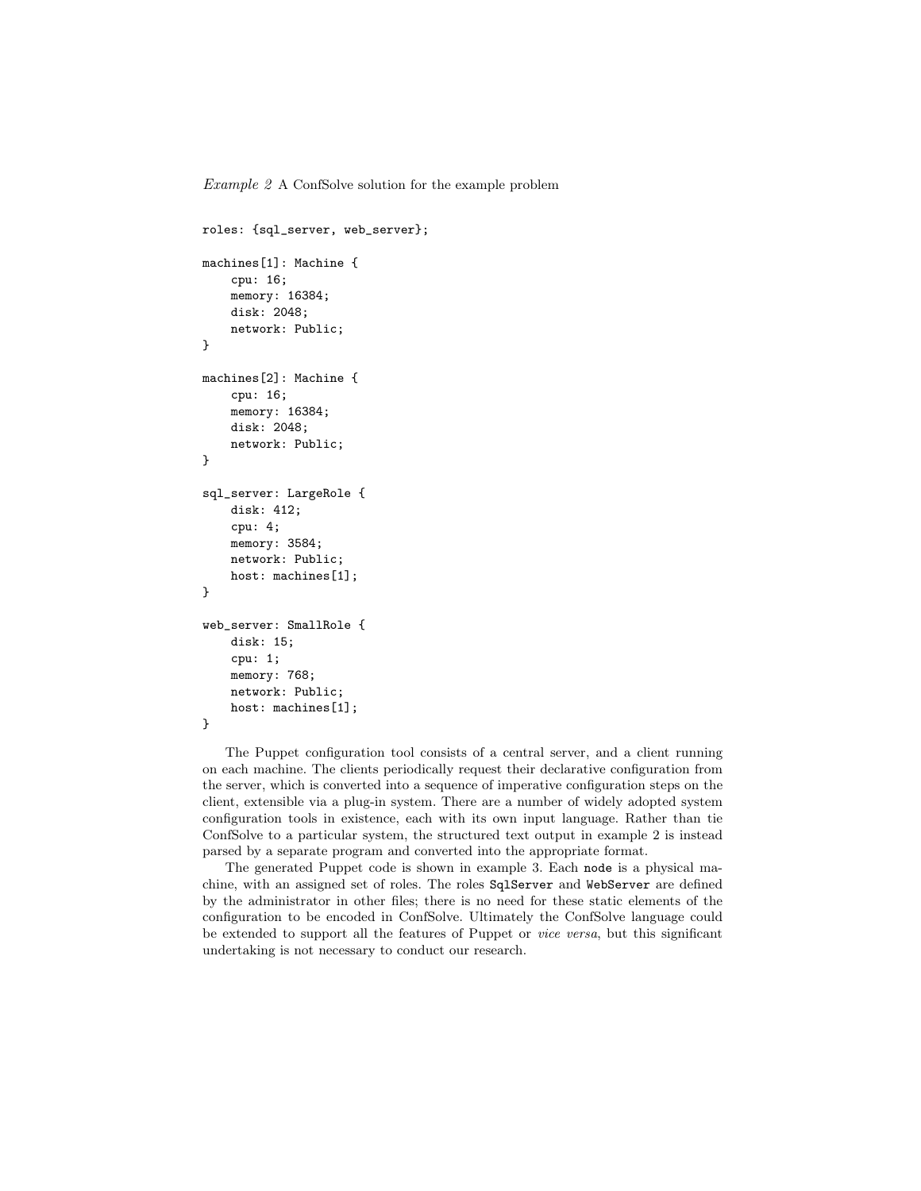*Example 2* A ConfSolve solution for the example problem

```
roles: {sql_server, web_server};

machines[1]: Machine {
    cpu: 16;
    memory: 16384;
    disk: 2048;
    network: Public;
}

machines[2]: Machine {
    cpu: 16;
    memory: 16384;
    disk: 2048;
    network: Public;
}

sql_server: LargeRole {
    disk: 412;
    cpu: 4;
    memory: 3584;
    network: Public;
    host: machines[1];
}

web_server: SmallRole {
    disk: 15;
    cpu: 1;
    memory: 768;
    network: Public;
    host: machines[1];
}
```

The Puppet configuration tool consists of a central server, and a client running on each machine. The clients periodically request their declarative configuration from the server, which is converted into a sequence of imperative configuration steps on the client, extensible via a plug-in system. There are a number of widely adopted system configuration tools in existence, each with its own input language. Rather than tie ConfSolve to a particular system, the structured text output in example 2 is instead parsed by a separate program and converted into the appropriate format.

The generated Puppet code is shown in example 3. Each `node` is a physical machine, with an assigned set of roles. The roles `SqlServer` and `WebServer` are defined by the administrator in other files; there is no need for these static elements of the configuration to be encoded in ConfSolve. Ultimately the ConfSolve language could be extended to support all the features of Puppet or *vice versa*, but this significant undertaking is not necessary to conduct our research.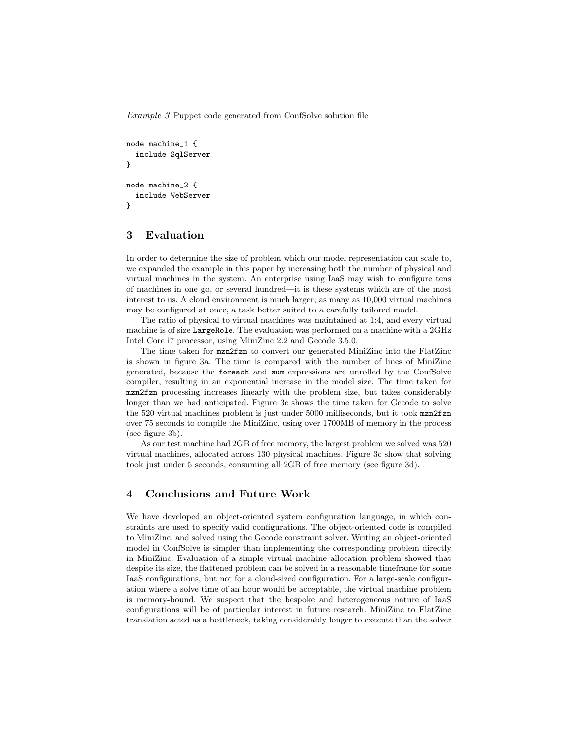*Example 3* Puppet code generated from ConfSolve solution file

```
node machine_1 {
  include SqlServer
}

node machine_2 {
  include WebServer
}
```

## 3 Evaluation

In order to determine the size of problem which our model representation can scale to, we expanded the example in this paper by increasing both the number of physical and virtual machines in the system. An enterprise using IaaS may wish to configure tens of machines in one go, or several hundred—it is these systems which are of the most interest to us. A cloud environment is much larger; as many as 10,000 virtual machines may be configured at once, a task better suited to a carefully tailored model.

The ratio of physical to virtual machines was maintained at 1:4, and every virtual machine is of size `LargeRole`. The evaluation was performed on a machine with a 2GHz Intel Core i7 processor, using MiniZinc 2.2 and Gecode 3.5.0.

The time taken for `mzn2fzn` to convert our generated MiniZinc into the FlatZinc is shown in figure 3a. The time is compared with the number of lines of MiniZinc generated, because the `foreach` and `sum` expressions are unrolled by the ConfSolve compiler, resulting in an exponential increase in the model size. The time taken for `mzn2fzn` processing increases linearly with the problem size, but takes considerably longer than we had anticipated. Figure 3c shows the time taken for Gecode to solve the 520 virtual machines problem is just under 5000 milliseconds, but it took `mzn2fzn` over 75 seconds to compile the MiniZinc, using over 1700MB of memory in the process (see figure 3b).

As our test machine had 2GB of free memory, the largest problem we solved was 520 virtual machines, allocated across 130 physical machines. Figure 3c show that solving took just under 5 seconds, consuming all 2GB of free memory (see figure 3d).

## 4 Conclusions and Future Work

We have developed an object-oriented system configuration language, in which constraints are used to specify valid configurations. The object-oriented code is compiled to MiniZinc, and solved using the Gecode constraint solver. Writing an object-oriented model in ConfSolve is simpler than implementing the corresponding problem directly in MiniZinc. Evaluation of a simple virtual machine allocation problem showed that despite its size, the flattened problem can be solved in a reasonable timeframe for some IaaS configurations, but not for a cloud-sized configuration. For a large-scale configuration where a solve time of an hour would be acceptable, the virtual machine problem is memory-bound. We suspect that the bespoke and heterogeneous nature of IaaS configurations will be of particular interest in future research. MiniZinc to FlatZinc translation acted as a bottleneck, taking considerably longer to execute than the solver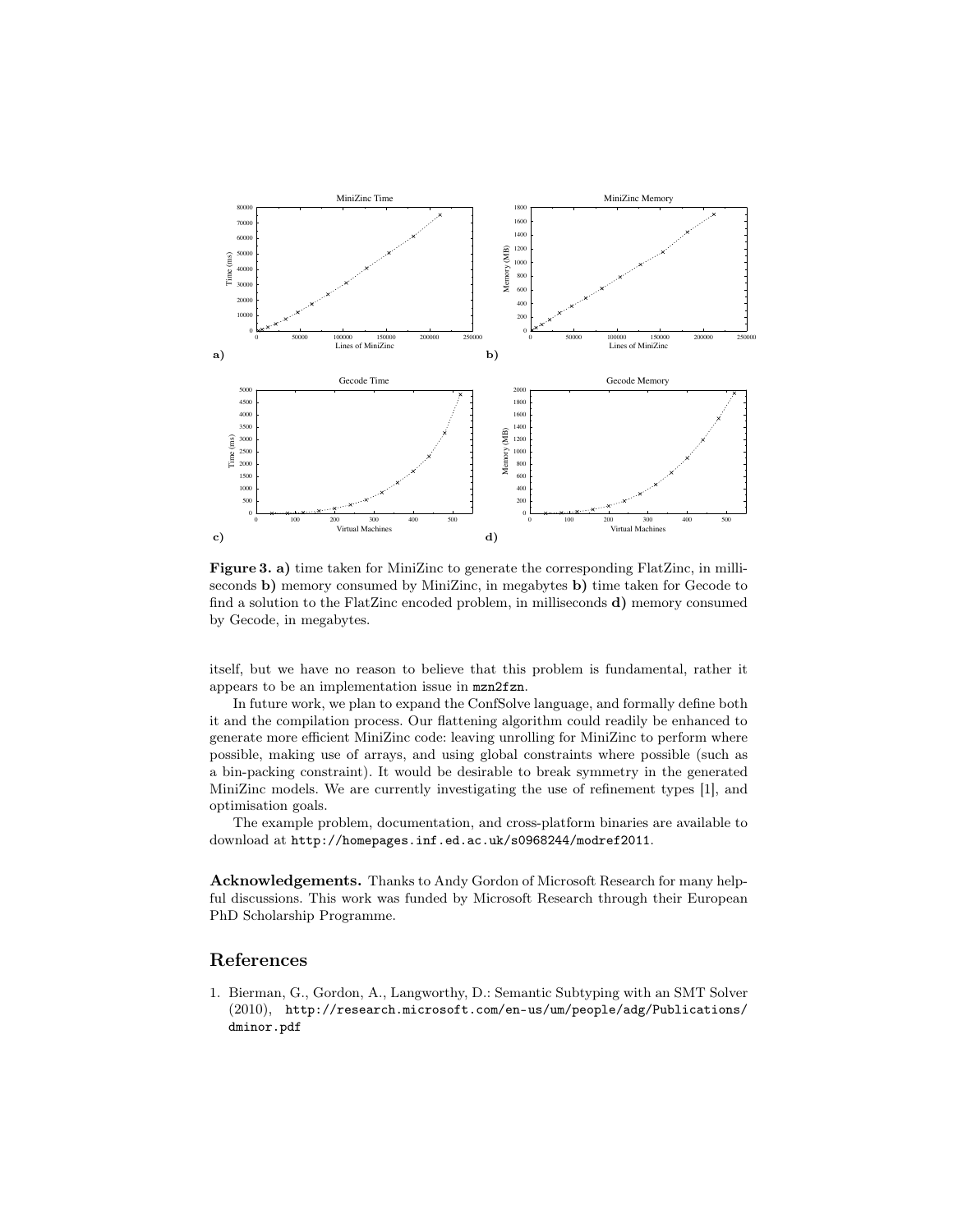**Figure 3. a)** time taken for MiniZinc to generate the corresponding FlatZinc, in milliseconds **b)** memory consumed by MiniZinc, in megabytes **b)** time taken for Gecode to find a solution to the FlatZinc encoded problem, in milliseconds **d)** memory consumed by Gecode, in megabytes.

itself, but we have no reason to believe that this problem is fundamental, rather it appears to be an implementation issue in `mzn2fzn`.

In future work, we plan to expand the ConfSolve language, and formally define both it and the compilation process. Our flattening algorithm could readily be enhanced to generate more efficient MiniZinc code: leaving unrolling for MiniZinc to perform where possible, making use of arrays, and using global constraints where possible (such as a bin-packing constraint). It would be desirable to break symmetry in the generated MiniZinc models. We are currently investigating the use of refinement types [1], and optimisation goals.

The example problem, documentation, and cross-platform binaries are available to download at `http://homepages.inf.ed.ac.uk/s0968244/modref2011`.

**Acknowledgements.** Thanks to Andy Gordon of Microsoft Research for many helpful discussions. This work was funded by Microsoft Research through their European PhD Scholarship Programme.

## References

1. Bierman, G., Gordon, A., Langworthy, D.: Semantic Subtyping with an SMT Solver (2010), `http://research.microsoft.com/en-us/um/people/adg/Publications/dminor.pdf`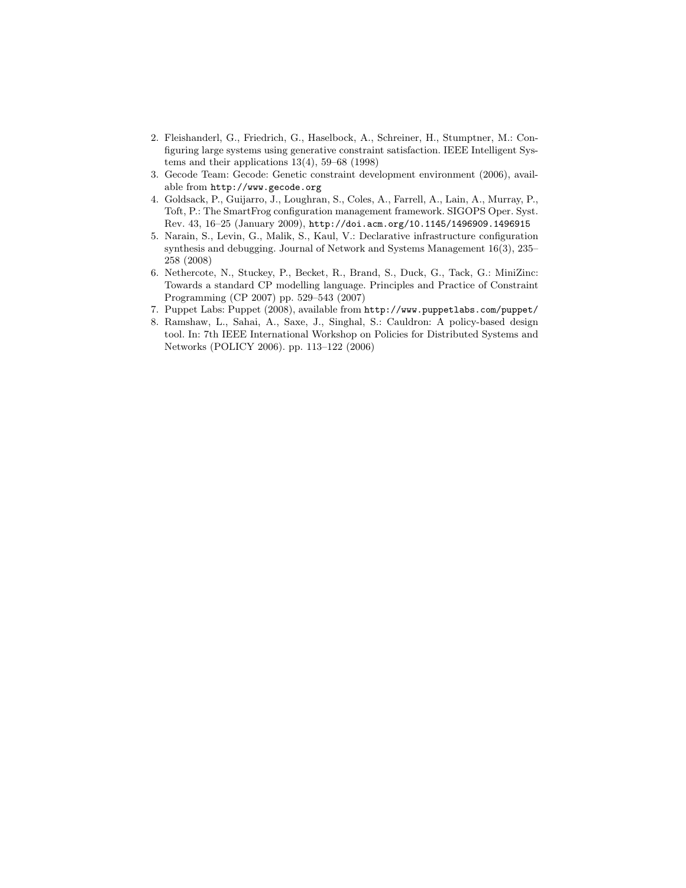2. Fleishanderl, G., Friedrich, G., Haselbock, A., Schreiner, H., Stumptner, M.: Configuring large systems using generative constraint satisfaction. IEEE Intelligent Systems and their applications 13(4), 59–68 (1998)
3. Gecode Team: Gecode: Genetic constraint development environment (2006), available from `http://www.gecode.org`
4. Goldsack, P., Guijarro, J., Loughran, S., Coles, A., Farrell, A., Lain, A., Murray, P., Toft, P.: The SmartFrog configuration management framework. SIGOPS Oper. Syst. Rev. 43, 16–25 (January 2009), `http://doi.acm.org/10.1145/1496909.1496915`
5. Narain, S., Levin, G., Malik, S., Kaul, V.: Declarative infrastructure configuration synthesis and debugging. Journal of Network and Systems Management 16(3), 235–258 (2008)
6. Nethercote, N., Stuckey, P., Becket, R., Brand, S., Duck, G., Tack, G.: MiniZinc: Towards a standard CP modelling language. Principles and Practice of Constraint Programming (CP 2007) pp. 529–543 (2007)
7. Puppet Labs: Puppet (2008), available from `http://www.puppetlabs.com/puppet/`
8. Ramshaw, L., Sahai, A., Saxe, J., Singhal, S.: Cauldron: A policy-based design tool. In: 7th IEEE International Workshop on Policies for Distributed Systems and Networks (POLICY 2006). pp. 113–122 (2006)